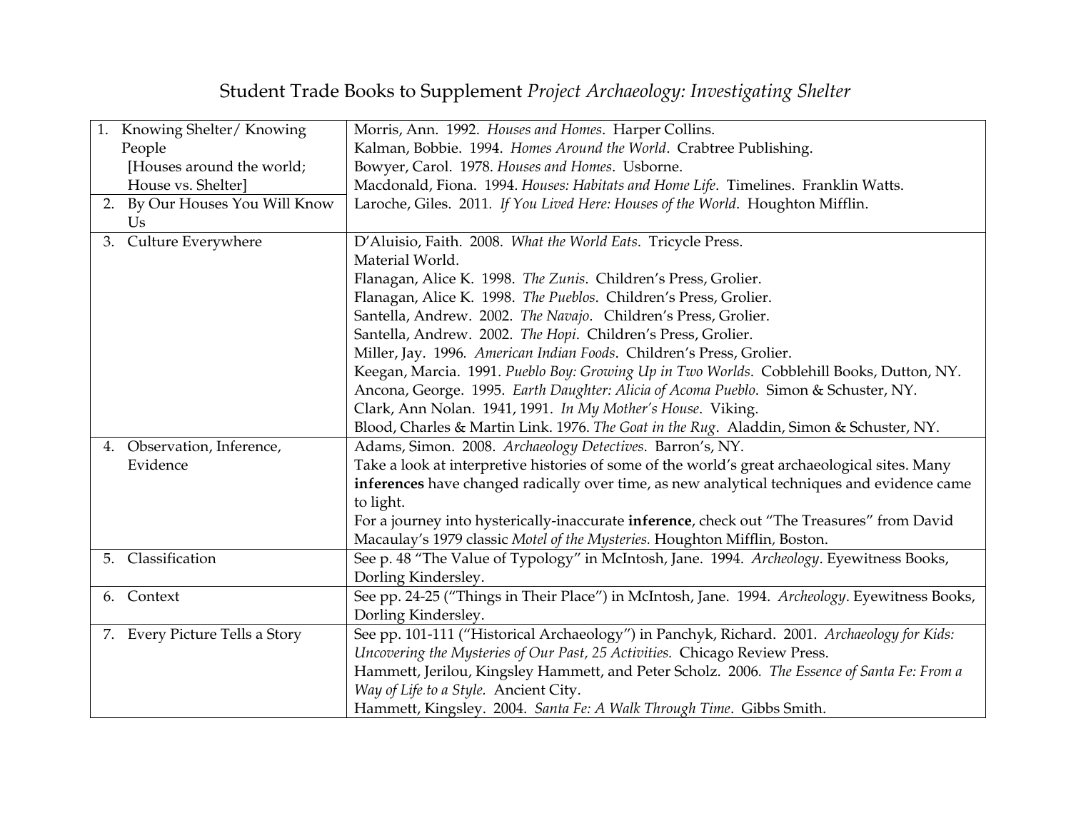# Student Trade Books to Supplement *Project Archaeology: Investigating Shelter*

| Lesson | Books |
|---|---|
| 1. Knowing Shelter/ Knowing People [Houses around the world; House vs. Shelter]<br>2. By Our Houses You Will Know Us | Morris, Ann. 1992. *Houses and Homes*. Harper Collins.<br>Kalman, Bobbie. 1994. *Homes Around the World*. Crabtree Publishing.<br>Bowyer, Carol. 1978. *Houses and Homes*. Usborne.<br>Macdonald, Fiona. 1994. *Houses: Habitats and Home Life*. Timelines. Franklin Watts.<br>Laroche, Giles. 2011. *If You Lived Here: Houses of the World*. Houghton Mifflin. |
| 3. Culture Everywhere | D'Aluisio, Faith. 2008. *What the World Eats*. Tricycle Press.<br>Material World.<br>Flanagan, Alice K. 1998. *The Zunis*. Children's Press, Grolier.<br>Flanagan, Alice K. 1998. *The Pueblos*. Children's Press, Grolier.<br>Santella, Andrew. 2002. *The Navajo*. Children's Press, Grolier.<br>Santella, Andrew. 2002. *The Hopi*. Children's Press, Grolier.<br>Miller, Jay. 1996. *American Indian Foods*. Children's Press, Grolier.<br>Keegan, Marcia. 1991. *Pueblo Boy: Growing Up in Two Worlds*. Cobblehill Books, Dutton, NY.<br>Ancona, George. 1995. *Earth Daughter: Alicia of Acoma Pueblo*. Simon & Schuster, NY.<br>Clark, Ann Nolan. 1941, 1991. *In My Mother's House*. Viking.<br>Blood, Charles & Martin Link. 1976. *The Goat in the Rug*. Aladdin, Simon & Schuster, NY. |
| 4. Observation, Inference, Evidence | Adams, Simon. 2008. *Archaeology Detectives*. Barron's, NY.<br>Take a look at interpretive histories of some of the world's great archaeological sites. Many **inferences** have changed radically over time, as new analytical techniques and evidence came to light.<br>For a journey into hysterically-inaccurate **inference**, check out "The Treasures" from David Macaulay's 1979 classic *Motel of the Mysteries.* Houghton Mifflin, Boston. |
| 5. Classification | See p. 48 "The Value of Typology" in McIntosh, Jane. 1994. *Archeology*. Eyewitness Books, Dorling Kindersley. |
| 6. Context | See pp. 24-25 ("Things in Their Place") in McIntosh, Jane. 1994. *Archeology*. Eyewitness Books, Dorling Kindersley. |
| 7. Every Picture Tells a Story | See pp. 101-111 ("Historical Archaeology") in Panchyk, Richard. 2001. *Archaeology for Kids: Uncovering the Mysteries of Our Past, 25 Activities.* Chicago Review Press.<br>Hammett, Jerilou, Kingsley Hammett, and Peter Scholz. 2006. *The Essence of Santa Fe: From a Way of Life to a Style.* Ancient City.<br>Hammett, Kingsley. 2004. *Santa Fe: A Walk Through Time*. Gibbs Smith. |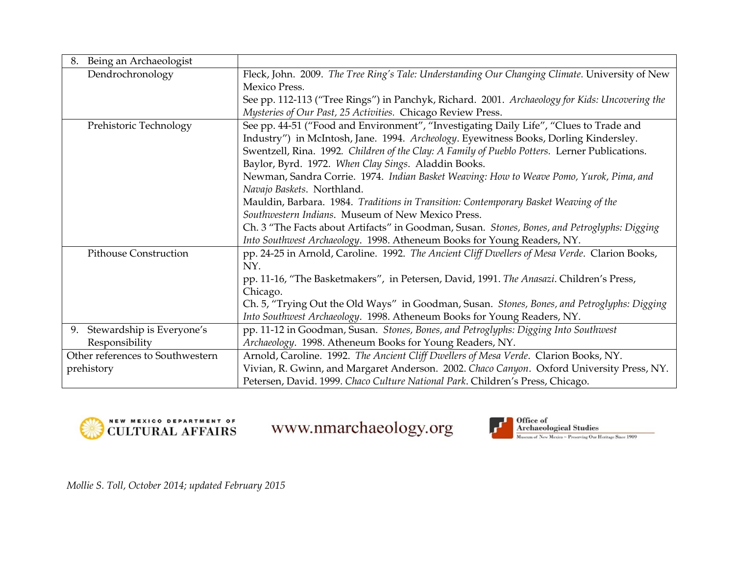| | |
|---|---|
| 8. Being an Archaeologist | |
| Dendrochronology | Fleck, John. 2009. *The Tree Ring's Tale: Understanding Our Changing Climate.* University of New Mexico Press.<br>See pp. 112-113 ("Tree Rings") in Panchyk, Richard. 2001. *Archaeology for Kids: Uncovering the Mysteries of Our Past, 25 Activities.* Chicago Review Press. |
| Prehistoric Technology | See pp. 44-51 ("Food and Environment", "Investigating Daily Life", "Clues to Trade and Industry") in McIntosh, Jane. 1994. *Archeology*. Eyewitness Books, Dorling Kindersley.<br>Swentzell, Rina. 1992. *Children of the Clay: A Family of Pueblo Potters.* Lerner Publications.<br>Baylor, Byrd. 1972. *When Clay Sings*. Aladdin Books.<br>Newman, Sandra Corrie. 1974. *Indian Basket Weaving: How to Weave Pomo, Yurok, Pima, and Navajo Baskets*. Northland.<br>Mauldin, Barbara. 1984. *Traditions in Transition: Contemporary Basket Weaving of the Southwestern Indians*. Museum of New Mexico Press.<br>Ch. 3 "The Facts about Artifacts" in Goodman, Susan. *Stones, Bones, and Petroglyphs: Digging Into Southwest Archaeology*. 1998. Atheneum Books for Young Readers, NY. |
| Pithouse Construction | pp. 24-25 in Arnold, Caroline. 1992. *The Ancient Cliff Dwellers of Mesa Verde*. Clarion Books, NY.<br>pp. 11-16, "The Basketmakers", in Petersen, David, 1991. *The Anasazi*. Children's Press, Chicago.<br>Ch. 5, "Trying Out the Old Ways" in Goodman, Susan. *Stones, Bones, and Petroglyphs: Digging Into Southwest Archaeology*. 1998. Atheneum Books for Young Readers, NY. |
| 9. Stewardship is Everyone's Responsibility | pp. 11-12 in Goodman, Susan. *Stones, Bones, and Petroglyphs: Digging Into Southwest Archaeology*. 1998. Atheneum Books for Young Readers, NY. |
| Other references to Southwestern prehistory | Arnold, Caroline. 1992. *The Ancient Cliff Dwellers of Mesa Verde*. Clarion Books, NY.<br>Vivian, R. Gwinn, and Margaret Anderson. 2002. *Chaco Canyon*. Oxford University Press, NY.<br>Petersen, David. 1999. *Chaco Culture National Park*. Children's Press, Chicago. |

NEW MEXICO DEPARTMENT OF CULTURAL AFFAIRS

www.nmarchaeology.org

Office of Archaeological Studies
Museum of New Mexico ~ Preserving Our Heritage Since 1909

*Mollie S. Toll, October 2014; updated February 2015*